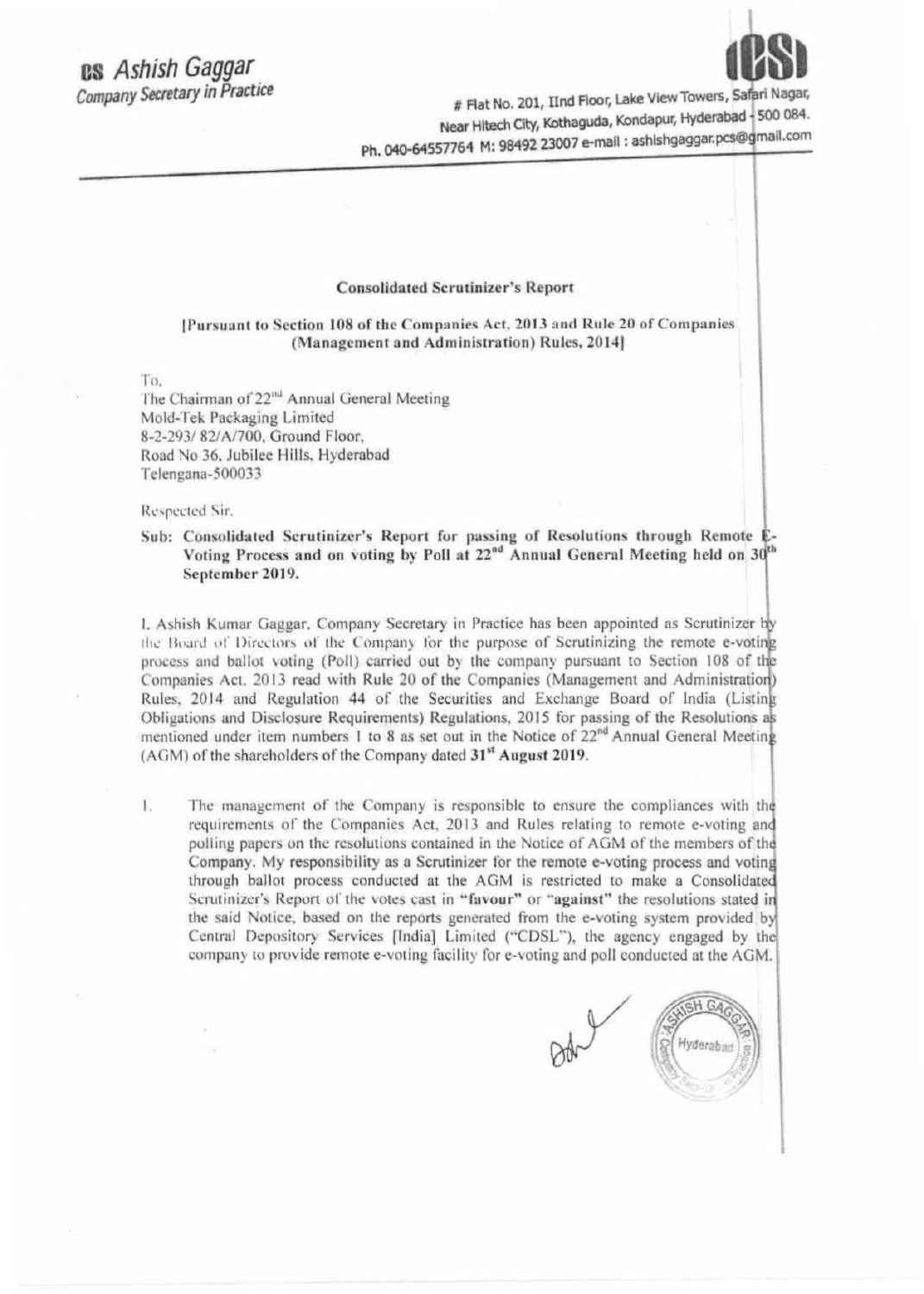**cs** *Ashish Gaggar*
*Company Secretary in Practice*

# Flat No. 201, IInd Floor, Lake View Towers, Safari Nagar, Near Hitech City, Kothaguda, Kondapur, Hyderabad - 500 084.
Ph. 040-64557764 M: 98492 23007 e-mail : ashishgaggar.pcs@gmail.com

**Consolidated Scrutinizer's Report**

**[Pursuant to Section 108 of the Companies Act, 2013 and Rule 20 of Companies (Management and Administration) Rules, 2014]**

To,
The Chairman of 22nd Annual General Meeting
Mold-Tek Packaging Limited
8-2-293/ 82/A/700, Ground Floor,
Road No 36, Jubilee Hills, Hyderabad
Telengana-500033

Respected Sir,

**Sub: Consolidated Scrutinizer's Report for passing of Resolutions through Remote E-Voting Process and on voting by Poll at 22nd Annual General Meeting held on 30th September 2019.**

I, Ashish Kumar Gaggar, Company Secretary in Practice has been appointed as Scrutinizer by the Board of Directors of the Company for the purpose of Scrutinizing the remote e-voting process and ballot voting (Poll) carried out by the company pursuant to Section 108 of the Companies Act, 2013 read with Rule 20 of the Companies (Management and Administration) Rules, 2014 and Regulation 44 of the Securities and Exchange Board of India (Listing Obligations and Disclosure Requirements) Regulations, 2015 for passing of the Resolutions as mentioned under item numbers 1 to 8 as set out in the Notice of 22nd Annual General Meeting (AGM) of the shareholders of the Company dated **31st August 2019**.

1. The management of the Company is responsible to ensure the compliances with the requirements of the Companies Act, 2013 and Rules relating to remote e-voting and polling papers on the resolutions contained in the Notice of AGM of the members of the Company. My responsibility as a Scrutinizer for the remote e-voting process and voting through ballot process conducted at the AGM is restricted to make a Consolidated Scrutinizer's Report of the votes cast in **"favour"** or **"against"** the resolutions stated in the said Notice, based on the reports generated from the e-voting system provided by Central Depository Services [India] Limited ("CDSL"), the agency engaged by the company to provide remote e-voting facility for e-voting and poll conducted at the AGM.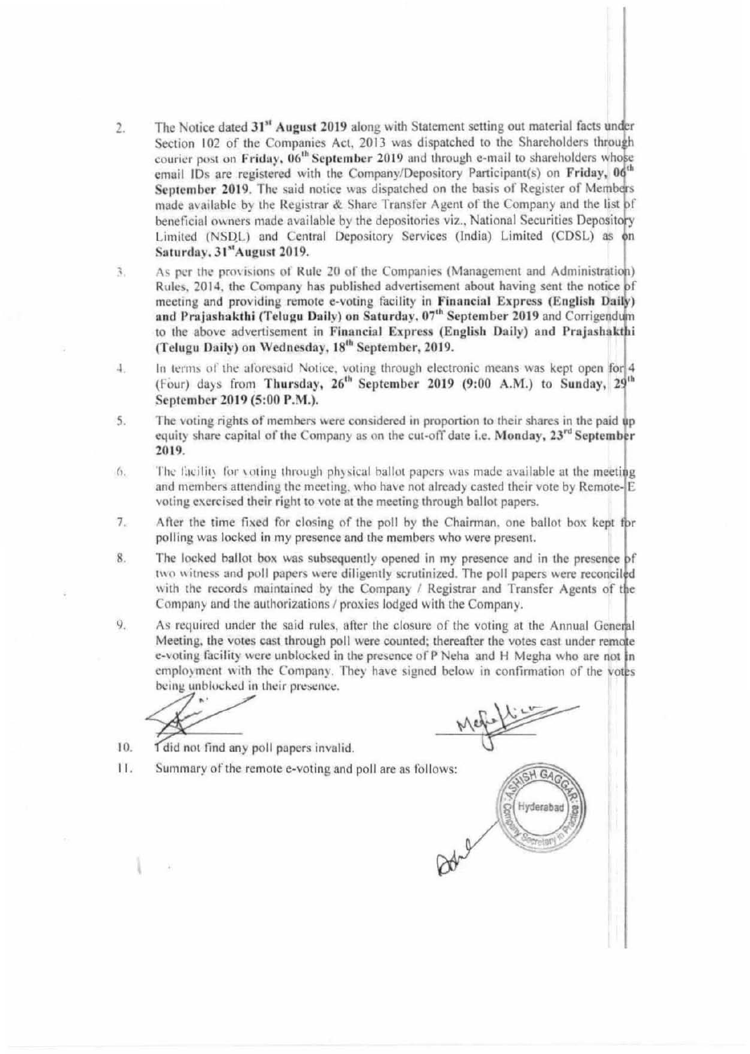2. The Notice dated 31[st] **August 2019** along with Statement setting out material facts under Section 102 of the Companies Act, 2013 was dispatched to the Shareholders through courier post on **Friday, 06[th] September 2019** and through e-mail to shareholders whose email IDs are registered with the Company/Depository Participant(s) on **Friday, 06[th] September 2019**. The said notice was dispatched on the basis of Register of Members made available by the Registrar & Share Transfer Agent of the Company and the list of beneficial owners made available by the depositories viz., National Securities Depository Limited (NSDL) and Central Depository Services (India) Limited (CDSL) as on **Saturday, 31[st] August 2019.**

3. As per the provisions of Rule 20 of the Companies (Management and Administration) Rules, 2014, the Company has published advertisement about having sent the notice of meeting and providing remote e-voting facility in **Financial Express (English Daily) and Prajashakthi (Telugu Daily) on Saturday, 07[th] September 2019** and Corrigendum to the above advertisement in **Financial Express (English Daily) and Prajashakthi (Telugu Daily) on Wednesday, 18[th] September, 2019.**

4. In terms of the aforesaid Notice, voting through electronic means was kept open for 4 (Four) days from **Thursday, 26[th] September 2019 (9:00 A.M.)** to **Sunday, 29[th] September 2019 (5:00 P.M.).**

5. The voting rights of members were considered in proportion to their shares in the paid up equity share capital of the Company as on the cut-off date i.e. **Monday, 23[rd] September 2019.**

6. The facility for voting through physical ballot papers was made available at the meeting and members attending the meeting, who have not already casted their vote by Remote-E voting exercised their right to vote at the meeting through ballot papers.

7. After the time fixed for closing of the poll by the Chairman, one ballot box kept for polling was locked in my presence and the members who were present.

8. The locked ballot box was subsequently opened in my presence and in the presence of two witness and poll papers were diligently scrutinized. The poll papers were reconciled with the records maintained by the Company / Registrar and Transfer Agents of the Company and the authorizations / proxies lodged with the Company.

9. As required under the said rules, after the closure of the voting at the Annual General Meeting, the votes cast through poll were counted; thereafter the votes cast under remote e-voting facility were unblocked in the presence of P Neha and H Megha who are not in employment with the Company. They have signed below in confirmation of the votes being unblocked in their presence.

10. I did not find any poll papers invalid.

11. Summary of the remote e-voting and poll are as follows: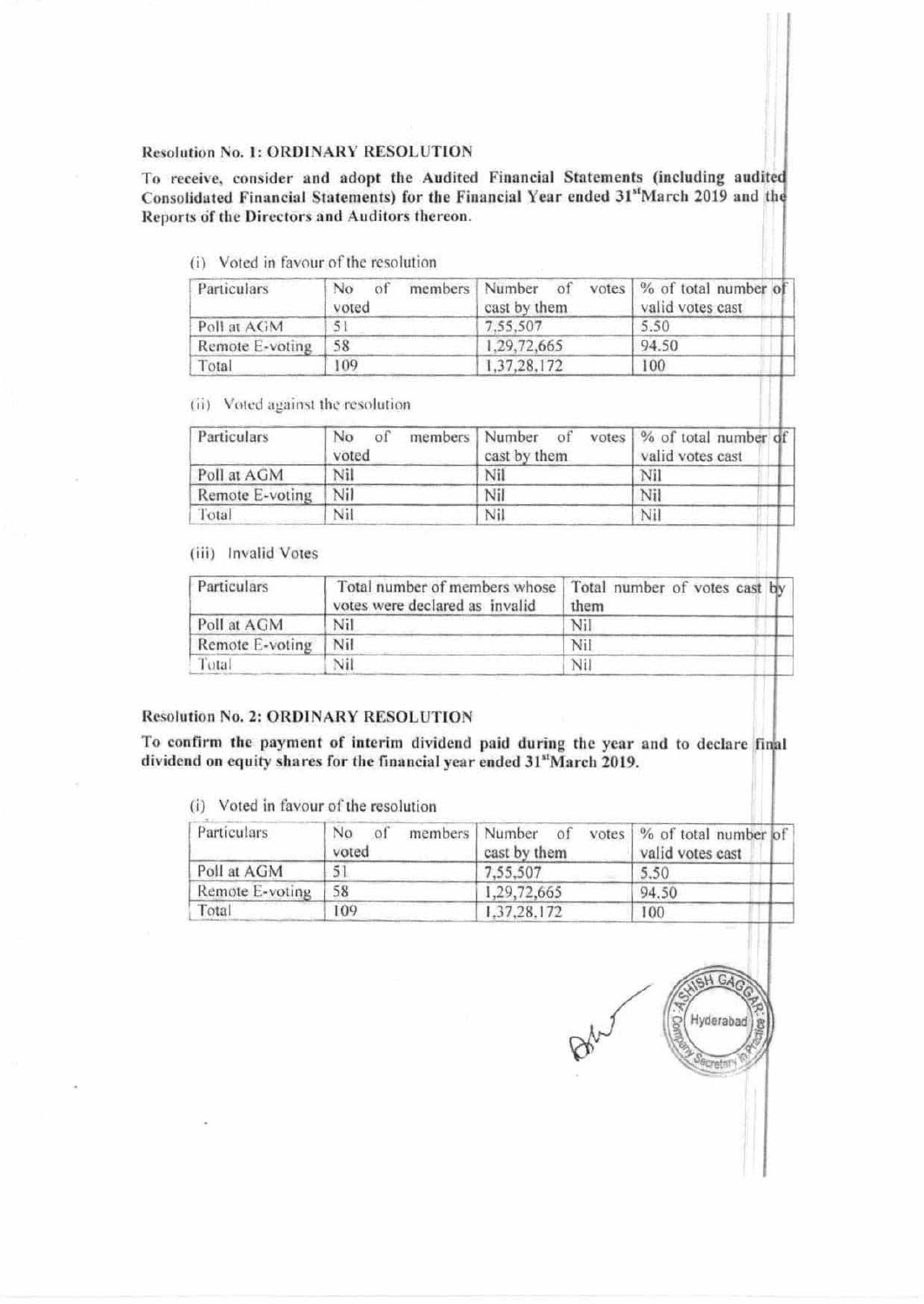**Resolution No. 1: ORDINARY RESOLUTION**

**To receive, consider and adopt the Audited Financial Statements (including audited Consolidated Financial Statements) for the Financial Year ended 31st March 2019 and the Reports of the Directors and Auditors thereon.**

(i) Voted in favour of the resolution

| Particulars | No of members voted | Number of votes cast by them | % of total number of valid votes cast |
|---|---|---|---|
| Poll at AGM | 51 | 7,55,507 | 5.50 |
| Remote E-voting | 58 | 1,29,72,665 | 94.50 |
| Total | 109 | 1,37,28,172 | 100 |

(ii) Voted against the resolution

| Particulars | No of members voted | Number of votes cast by them | % of total number of valid votes cast |
|---|---|---|---|
| Poll at AGM | Nil | Nil | Nil |
| Remote E-voting | Nil | Nil | Nil |
| Total | Nil | Nil | Nil |

(iii) Invalid Votes

| Particulars | Total number of members whose votes were declared as invalid | Total number of votes cast by them |
|---|---|---|
| Poll at AGM | Nil | Nil |
| Remote E-voting | Nil | Nil |
| Total | Nil | Nil |

**Resolution No. 2: ORDINARY RESOLUTION**

**To confirm the payment of interim dividend paid during the year and to declare final dividend on equity shares for the financial year ended 31st March 2019.**

(i) Voted in favour of the resolution

| Particulars | No of members voted | Number of votes cast by them | % of total number of valid votes cast |
|---|---|---|---|
| Poll at AGM | 51 | 7,55,507 | 5.50 |
| Remote E-voting | 58 | 1,29,72,665 | 94.50 |
| Total | 109 | 1,37,28,172 | 100 |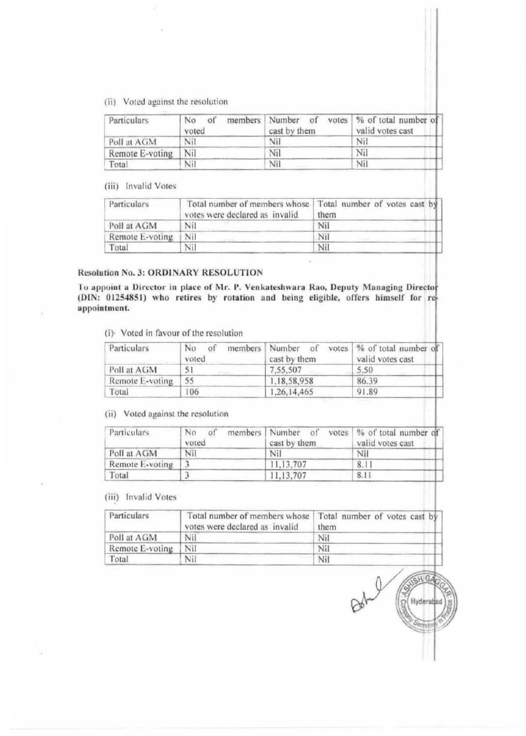(ii) Voted against the resolution

| Particulars | No of members voted | Number of votes cast by them | % of total number of valid votes cast |
|---|---|---|---|
| Poll at AGM | Nil | Nil | Nil |
| Remote E-voting | Nil | Nil | Nil |
| Total | Nil | Nil | Nil |

(iii) Invalid Votes

| Particulars | Total number of members whose votes were declared as invalid | Total number of votes cast by them |
|---|---|---|
| Poll at AGM | Nil | Nil |
| Remote E-voting | Nil | Nil |
| Total | Nil | Nil |

**Resolution No. 3: ORDINARY RESOLUTION**

**To appoint a Director in place of Mr. P. Venkateshwara Rao, Deputy Managing Director (DIN: 01254851) who retires by rotation and being eligible, offers himself for re-appointment.**

(i) Voted in favour of the resolution

| Particulars | No of members voted | Number of votes cast by them | % of total number of valid votes cast |
|---|---|---|---|
| Poll at AGM | 51 | 7,55,507 | 5.50 |
| Remote E-voting | 55 | 1,18,58,958 | 86.39 |
| Total | 106 | 1,26,14,465 | 91.89 |

(ii) Voted against the resolution

| Particulars | No of members voted | Number of votes cast by them | % of total number of valid votes cast |
|---|---|---|---|
| Poll at AGM | Nil | Nil | Nil |
| Remote E-voting | 3 | 11,13,707 | 8.11 |
| Total | 3 | 11,13,707 | 8.11 |

(iii) Invalid Votes

| Particulars | Total number of members whose votes were declared as invalid | Total number of votes cast by them |
|---|---|---|
| Poll at AGM | Nil | Nil |
| Remote E-voting | Nil | Nil |
| Total | Nil | Nil |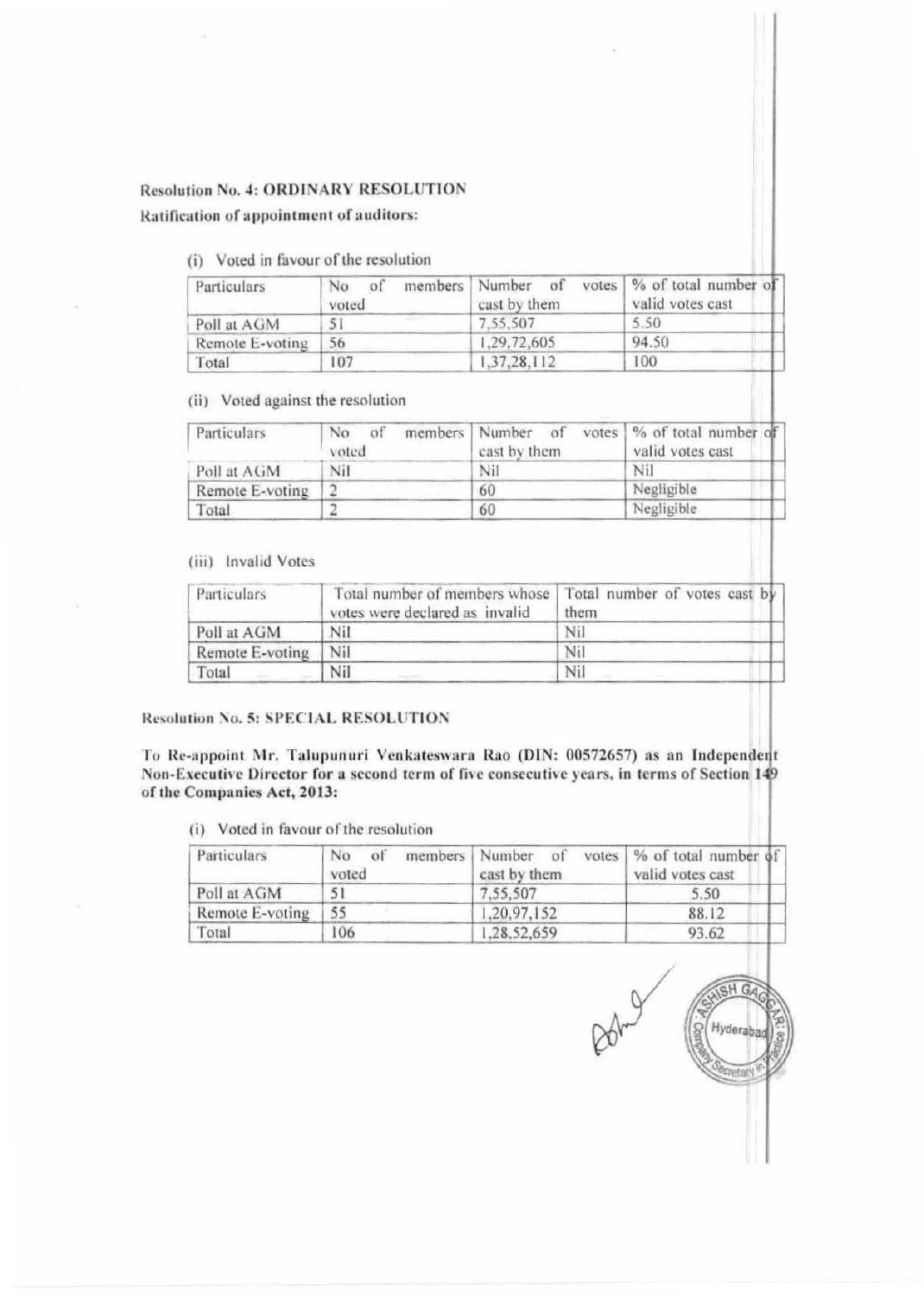**Resolution No. 4: ORDINARY RESOLUTION**

**Ratification of appointment of auditors:**

(i) Voted in favour of the resolution

| Particulars | No of members voted | Number of votes cast by them | % of total number of valid votes cast |
|---|---|---|---|
| Poll at AGM | 51 | 7,55,507 | 5.50 |
| Remote E-voting | 56 | 1,29,72,605 | 94.50 |
| Total | 107 | 1,37,28,112 | 100 |

(ii) Voted against the resolution

| Particulars | No of members voted | Number of votes cast by them | % of total number of valid votes cast |
|---|---|---|---|
| Poll at AGM | Nil | Nil | Nil |
| Remote E-voting | 2 | 60 | Negligible |
| Total | 2 | 60 | Negligible |

(iii) Invalid Votes

| Particulars | Total number of members whose votes were declared as invalid | Total number of votes cast by them |
|---|---|---|
| Poll at AGM | Nil | Nil |
| Remote E-voting | Nil | Nil |
| Total | Nil | Nil |

**Resolution No. 5: SPECIAL RESOLUTION**

**To Re-appoint Mr. Talupunuri Venkateswara Rao (DIN: 00572657) as an Independent Non-Executive Director for a second term of five consecutive years, in terms of Section 149 of the Companies Act, 2013:**

(i) Voted in favour of the resolution

| Particulars | No of members voted | Number of votes cast by them | % of total number of valid votes cast |
|---|---|---|---|
| Poll at AGM | 51 | 7,55,507 | 5.50 |
| Remote E-voting | 55 | 1,20,97,152 | 88.12 |
| Total | 106 | 1,28,52,659 | 93.62 |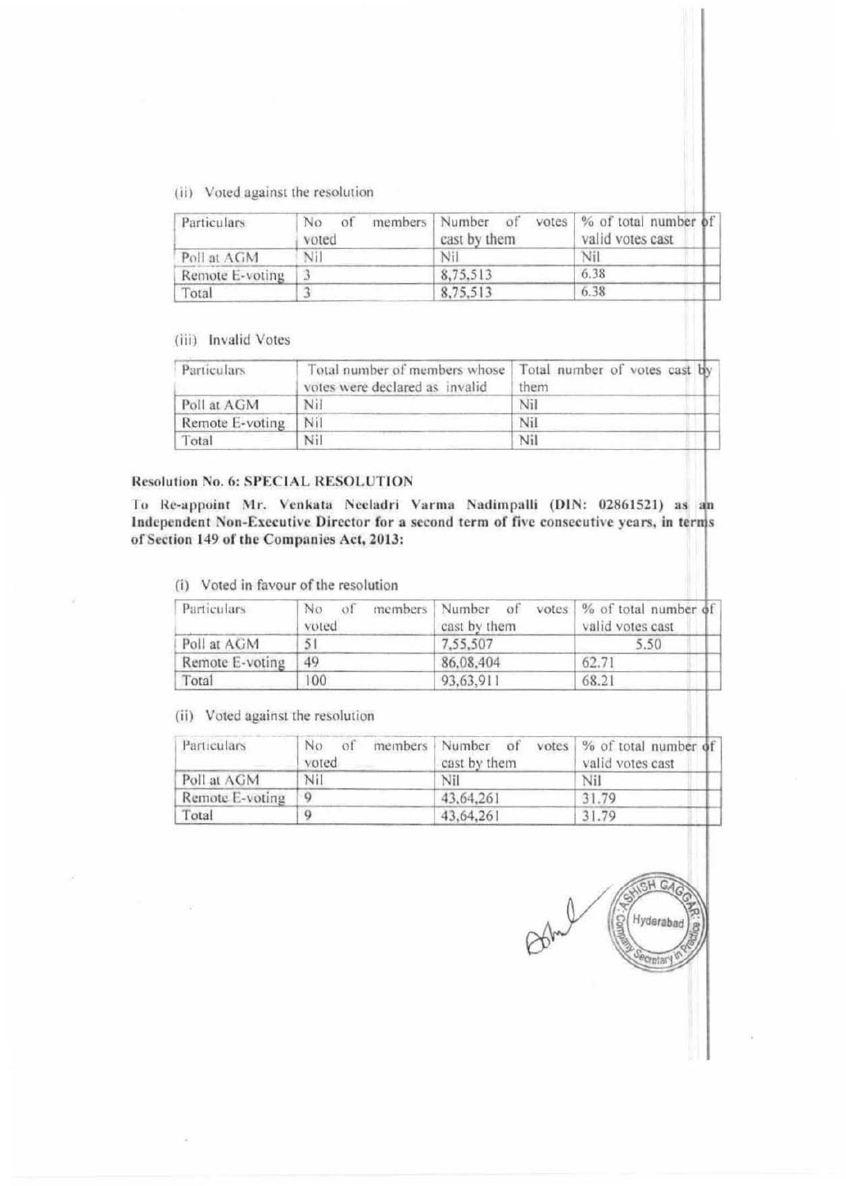(ii) Voted against the resolution

| Particulars | No of members voted | Number of votes cast by them | % of total number of valid votes cast |
|---|---|---|---|
| Poll at AGM | Nil | Nil | Nil |
| Remote E-voting | 3 | 8,75,513 | 6.38 |
| Total | 3 | 8,75,513 | 6.38 |

(iii) Invalid Votes

| Particulars | Total number of members whose votes were declared as invalid | Total number of votes cast by them |
|---|---|---|
| Poll at AGM | Nil | Nil |
| Remote E-voting | Nil | Nil |
| Total | Nil | Nil |

**Resolution No. 6: SPECIAL RESOLUTION**

**To Re-appoint Mr. Venkata Neeladri Varma Nadimpalli (DIN: 02861521) as an Independent Non-Executive Director for a second term of five consecutive years, in terms of Section 149 of the Companies Act, 2013:**

(i) Voted in favour of the resolution

| Particulars | No of members voted | Number of votes cast by them | % of total number of valid votes cast |
|---|---|---|---|
| Poll at AGM | 51 | 7,55,507 | 5.50 |
| Remote E-voting | 49 | 86,08,404 | 62.71 |
| Total | 100 | 93,63,911 | 68.21 |

(ii) Voted against the resolution

| Particulars | No of members voted | Number of votes cast by them | % of total number of valid votes cast |
|---|---|---|---|
| Poll at AGM | Nil | Nil | Nil |
| Remote E-voting | 9 | 43,64,261 | 31.79 |
| Total | 9 | 43,64,261 | 31.79 |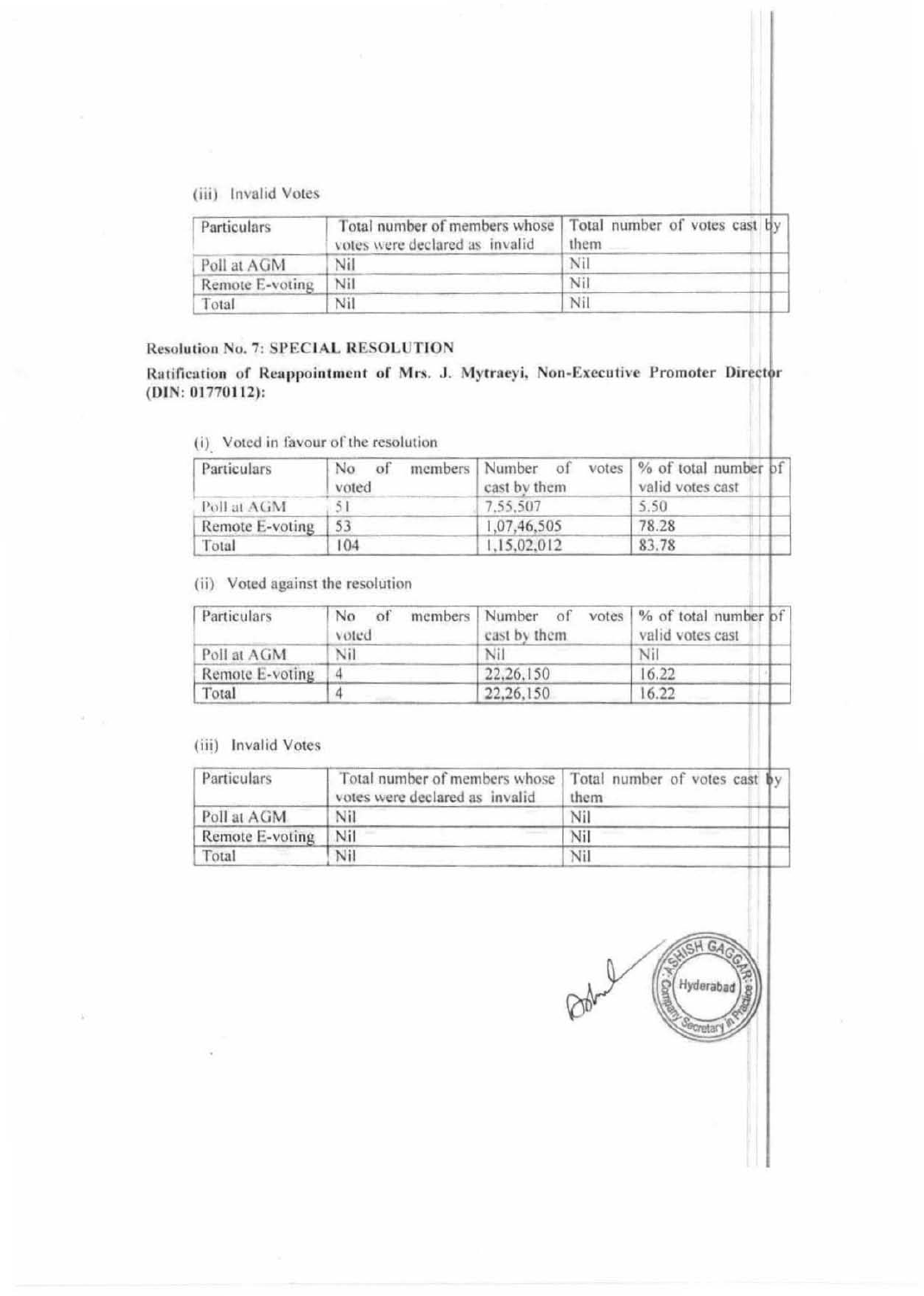(iii) Invalid Votes

| Particulars | Total number of members whose votes were declared as invalid | Total number of votes cast by them |
|---|---|---|
| Poll at AGM | Nil | Nil |
| Remote E-voting | Nil | Nil |
| Total | Nil | Nil |

**Resolution No. 7: SPECIAL RESOLUTION**

**Ratification of Reappointment of Mrs. J. Mytraeyi, Non-Executive Promoter Director (DIN: 01770112):**

(i) Voted in favour of the resolution

| Particulars | No of members voted | Number of votes cast by them | % of total number of valid votes cast |
|---|---|---|---|
| Poll at AGM | 51 | 7,55,507 | 5.50 |
| Remote E-voting | 53 | 1,07,46,505 | 78.28 |
| Total | 104 | 1,15,02,012 | 83.78 |

(ii) Voted against the resolution

| Particulars | No of members voted | Number of votes cast by them | % of total number of valid votes cast |
|---|---|---|---|
| Poll at AGM | Nil | Nil | Nil |
| Remote E-voting | 4 | 22,26,150 | 16.22 |
| Total | 4 | 22,26,150 | 16.22 |

(iii) Invalid Votes

| Particulars | Total number of members whose votes were declared as invalid | Total number of votes cast by them |
|---|---|---|
| Poll at AGM | Nil | Nil |
| Remote E-voting | Nil | Nil |
| Total | Nil | Nil |

ASHISH GAGGAR, Company Secretary in Practice, Hyderabad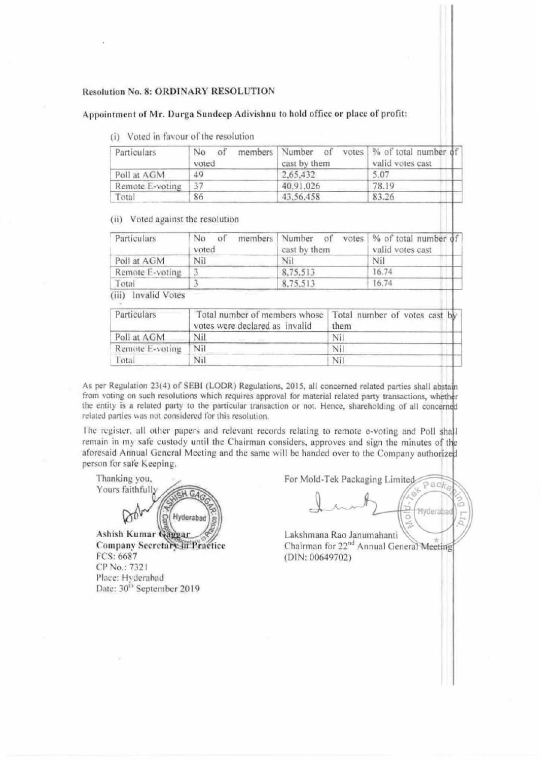**Resolution No. 8: ORDINARY RESOLUTION**

**Appointment of Mr. Durga Sundeep Adivishnu to hold office or place of profit:**

(i) Voted in favour of the resolution

| Particulars | No of members voted | Number of votes cast by them | % of total number of valid votes cast |
|---|---|---|---|
| Poll at AGM | 49 | 2,65,432 | 5.07 |
| Remote E-voting | 37 | 40,91,026 | 78.19 |
| Total | 86 | 43,56,458 | 83.26 |

(ii) Voted against the resolution

| Particulars | No of members voted | Number of votes cast by them | % of total number of valid votes cast |
|---|---|---|---|
| Poll at AGM | Nil | Nil | Nil |
| Remote E-voting | 3 | 8,75,513 | 16.74 |
| Total | 3 | 8,75,513 | 16.74 |

(iii) Invalid Votes

| Particulars | Total number of members whose votes were declared as invalid | Total number of votes cast by them |
|---|---|---|
| Poll at AGM | Nil | Nil |
| Remote E-voting | Nil | Nil |
| Total | Nil | Nil |

As per Regulation 23(4) of SEBI (LODR) Regulations, 2015, all concerned related parties shall abstain from voting on such resolutions which requires approval for material related party transactions, whether the entity is a related party to the particular transaction or not. Hence, shareholding of all concerned related parties was not considered for this resolution.

The register, all other papers and relevant records relating to remote e-voting and Poll shall remain in my safe custody until the Chairman considers, approves and sign the minutes of the aforesaid Annual General Meeting and the same will be handed over to the Company authorized person for safe Keeping.

Thanking you,
Yours faithfully

**Ashish Kumar Gaggar**
**Company Secretary in Practice**
FCS: 6687
CP No.: 7321
Place: Hyderabad
Date: 30th September 2019

For Mold-Tek Packaging Limited

Lakshmana Rao Janumahanti
Chairman for 22nd Annual General Meeting
(DIN: 00649702)